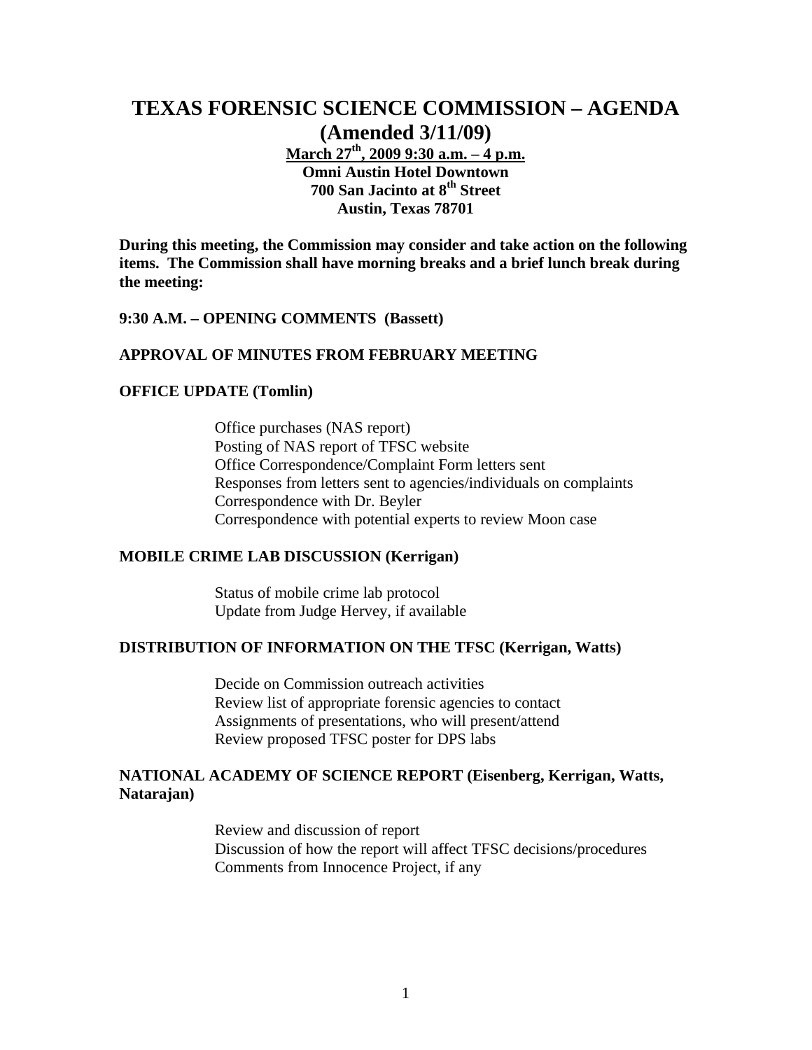# TEXAS FORENSIC SCIENCE COMMISSION – AGENDA (Amended 3/11/09)

**March 27th, 2009 9:30 a.m. – 4 p.m.**
**Omni Austin Hotel Downtown**
**700 San Jacinto at 8th Street**
**Austin, Texas 78701**

**During this meeting, the Commission may consider and take action on the following items. The Commission shall have morning breaks and a brief lunch break during the meeting:**

**9:30 A.M. – OPENING COMMENTS (Bassett)**

**APPROVAL OF MINUTES FROM FEBRUARY MEETING**

**OFFICE UPDATE (Tomlin)**

- Office purchases (NAS report)
- Posting of NAS report of TFSC website
- Office Correspondence/Complaint Form letters sent
- Responses from letters sent to agencies/individuals on complaints
- Correspondence with Dr. Beyler
- Correspondence with potential experts to review Moon case

**MOBILE CRIME LAB DISCUSSION (Kerrigan)**

- Status of mobile crime lab protocol
- Update from Judge Hervey, if available

**DISTRIBUTION OF INFORMATION ON THE TFSC (Kerrigan, Watts)**

- Decide on Commission outreach activities
- Review list of appropriate forensic agencies to contact
- Assignments of presentations, who will present/attend
- Review proposed TFSC poster for DPS labs

**NATIONAL ACADEMY OF SCIENCE REPORT (Eisenberg, Kerrigan, Watts, Natarajan)**

- Review and discussion of report
- Discussion of how the report will affect TFSC decisions/procedures
- Comments from Innocence Project, if any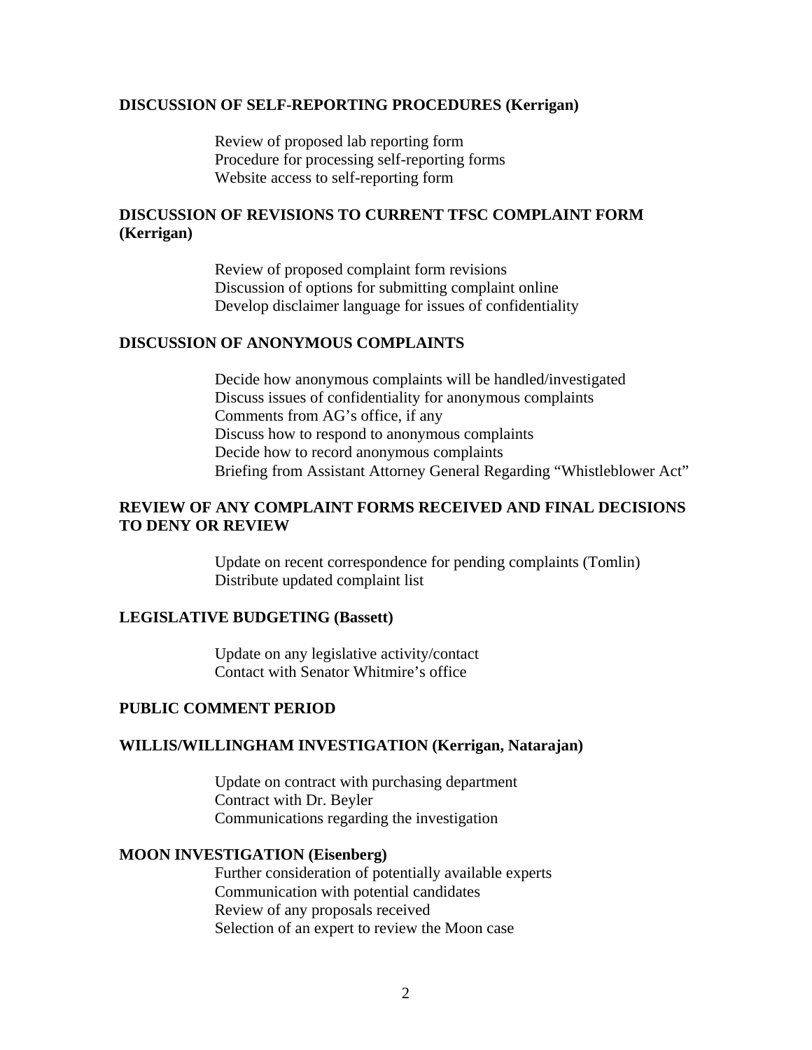**DISCUSSION OF SELF-REPORTING PROCEDURES (Kerrigan)**

Review of proposed lab reporting form
Procedure for processing self-reporting forms
Website access to self-reporting form

**DISCUSSION OF REVISIONS TO CURRENT TFSC COMPLAINT FORM (Kerrigan)**

Review of proposed complaint form revisions
Discussion of options for submitting complaint online
Develop disclaimer language for issues of confidentiality

**DISCUSSION OF ANONYMOUS COMPLAINTS**

Decide how anonymous complaints will be handled/investigated
Discuss issues of confidentiality for anonymous complaints
Comments from AG's office, if any
Discuss how to respond to anonymous complaints
Decide how to record anonymous complaints
Briefing from Assistant Attorney General Regarding "Whistleblower Act"

**REVIEW OF ANY COMPLAINT FORMS RECEIVED AND FINAL DECISIONS TO DENY OR REVIEW**

Update on recent correspondence for pending complaints (Tomlin)
Distribute updated complaint list

**LEGISLATIVE BUDGETING (Bassett)**

Update on any legislative activity/contact
Contact with Senator Whitmire's office

**PUBLIC COMMENT PERIOD**

**WILLIS/WILLINGHAM INVESTIGATION (Kerrigan, Natarajan)**

Update on contract with purchasing department
Contract with Dr. Beyler
Communications regarding the investigation

**MOON INVESTIGATION (Eisenberg)**

Further consideration of potentially available experts
Communication with potential candidates
Review of any proposals received
Selection of an expert to review the Moon case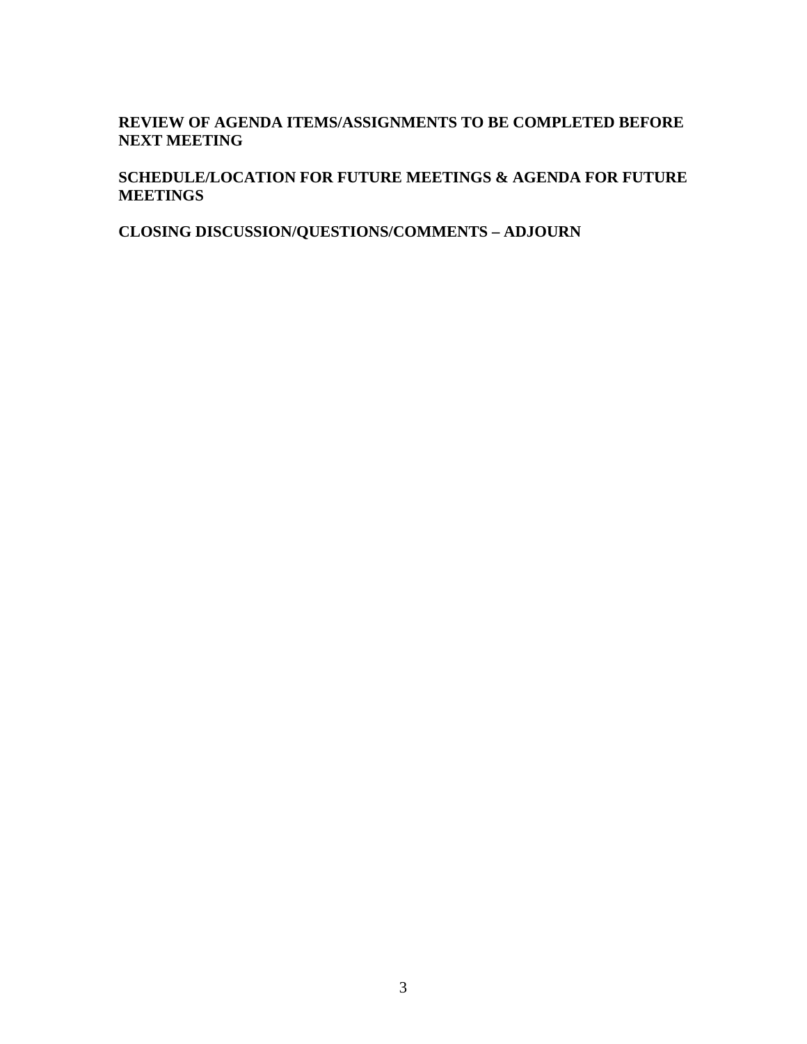**REVIEW OF AGENDA ITEMS/ASSIGNMENTS TO BE COMPLETED BEFORE NEXT MEETING**

**SCHEDULE/LOCATION FOR FUTURE MEETINGS & AGENDA FOR FUTURE MEETINGS**

**CLOSING DISCUSSION/QUESTIONS/COMMENTS – ADJOURN**